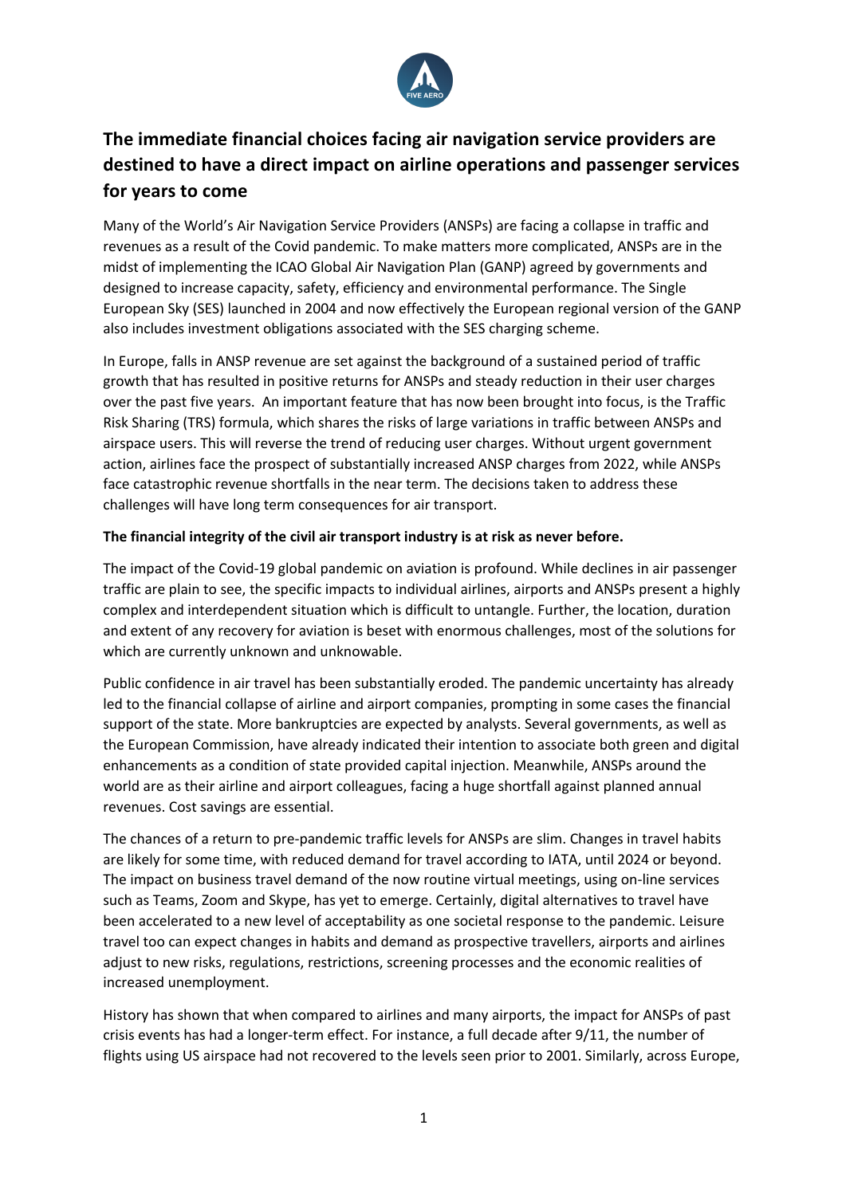# The immediate financial choices facing air navigation service providers are destined to have a direct impact on airline operations and passenger services for years to come

Many of the World's Air Navigation Service Providers (ANSPs) are facing a collapse in traffic and revenues as a result of the Covid pandemic. To make matters more complicated, ANSPs are in the midst of implementing the ICAO Global Air Navigation Plan (GANP) agreed by governments and designed to increase capacity, safety, efficiency and environmental performance. The Single European Sky (SES) launched in 2004 and now effectively the European regional version of the GANP also includes investment obligations associated with the SES charging scheme.

In Europe, falls in ANSP revenue are set against the background of a sustained period of traffic growth that has resulted in positive returns for ANSPs and steady reduction in their user charges over the past five years. An important feature that has now been brought into focus, is the Traffic Risk Sharing (TRS) formula, which shares the risks of large variations in traffic between ANSPs and airspace users. This will reverse the trend of reducing user charges. Without urgent government action, airlines face the prospect of substantially increased ANSP charges from 2022, while ANSPs face catastrophic revenue shortfalls in the near term. The decisions taken to address these challenges will have long term consequences for air transport.

**The financial integrity of the civil air transport industry is at risk as never before.**

The impact of the Covid-19 global pandemic on aviation is profound. While declines in air passenger traffic are plain to see, the specific impacts to individual airlines, airports and ANSPs present a highly complex and interdependent situation which is difficult to untangle. Further, the location, duration and extent of any recovery for aviation is beset with enormous challenges, most of the solutions for which are currently unknown and unknowable.

Public confidence in air travel has been substantially eroded. The pandemic uncertainty has already led to the financial collapse of airline and airport companies, prompting in some cases the financial support of the state. More bankruptcies are expected by analysts. Several governments, as well as the European Commission, have already indicated their intention to associate both green and digital enhancements as a condition of state provided capital injection. Meanwhile, ANSPs around the world are as their airline and airport colleagues, facing a huge shortfall against planned annual revenues. Cost savings are essential.

The chances of a return to pre-pandemic traffic levels for ANSPs are slim. Changes in travel habits are likely for some time, with reduced demand for travel according to IATA, until 2024 or beyond. The impact on business travel demand of the now routine virtual meetings, using on-line services such as Teams, Zoom and Skype, has yet to emerge. Certainly, digital alternatives to travel have been accelerated to a new level of acceptability as one societal response to the pandemic. Leisure travel too can expect changes in habits and demand as prospective travellers, airports and airlines adjust to new risks, regulations, restrictions, screening processes and the economic realities of increased unemployment.

History has shown that when compared to airlines and many airports, the impact for ANSPs of past crisis events has had a longer-term effect. For instance, a full decade after 9/11, the number of flights using US airspace had not recovered to the levels seen prior to 2001. Similarly, across Europe,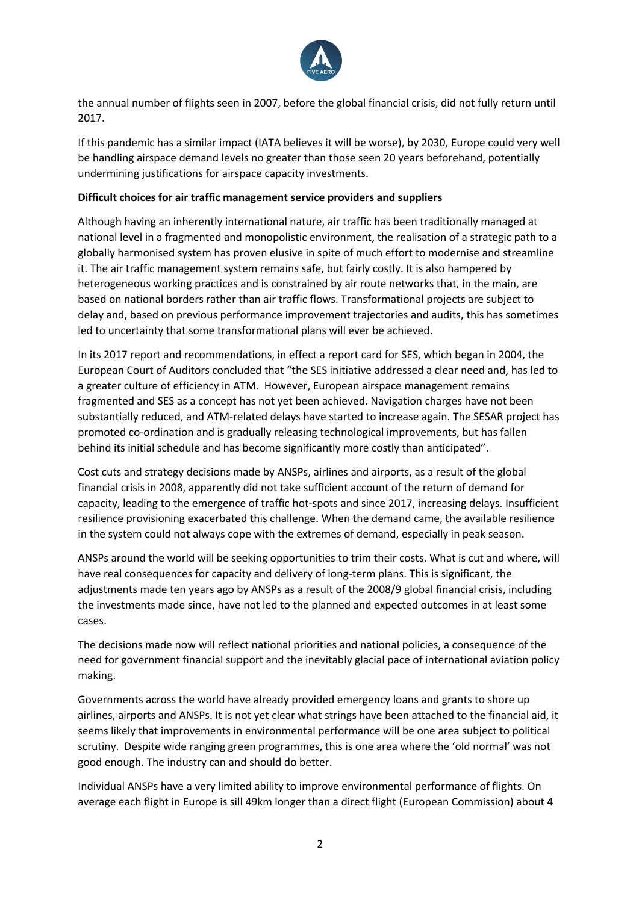the annual number of flights seen in 2007, before the global financial crisis, did not fully return until 2017.

If this pandemic has a similar impact (IATA believes it will be worse), by 2030, Europe could very well be handling airspace demand levels no greater than those seen 20 years beforehand, potentially undermining justifications for airspace capacity investments.

**Difficult choices for air traffic management service providers and suppliers**

Although having an inherently international nature, air traffic has been traditionally managed at national level in a fragmented and monopolistic environment, the realisation of a strategic path to a globally harmonised system has proven elusive in spite of much effort to modernise and streamline it. The air traffic management system remains safe, but fairly costly. It is also hampered by heterogeneous working practices and is constrained by air route networks that, in the main, are based on national borders rather than air traffic flows. Transformational projects are subject to delay and, based on previous performance improvement trajectories and audits, this has sometimes led to uncertainty that some transformational plans will ever be achieved.

In its 2017 report and recommendations, in effect a report card for SES, which began in 2004, the European Court of Auditors concluded that "the SES initiative addressed a clear need and, has led to a greater culture of efficiency in ATM. However, European airspace management remains fragmented and SES as a concept has not yet been achieved. Navigation charges have not been substantially reduced, and ATM-related delays have started to increase again. The SESAR project has promoted co-ordination and is gradually releasing technological improvements, but has fallen behind its initial schedule and has become significantly more costly than anticipated".

Cost cuts and strategy decisions made by ANSPs, airlines and airports, as a result of the global financial crisis in 2008, apparently did not take sufficient account of the return of demand for capacity, leading to the emergence of traffic hot-spots and since 2017, increasing delays. Insufficient resilience provisioning exacerbated this challenge. When the demand came, the available resilience in the system could not always cope with the extremes of demand, especially in peak season.

ANSPs around the world will be seeking opportunities to trim their costs. What is cut and where, will have real consequences for capacity and delivery of long-term plans. This is significant, the adjustments made ten years ago by ANSPs as a result of the 2008/9 global financial crisis, including the investments made since, have not led to the planned and expected outcomes in at least some cases.

The decisions made now will reflect national priorities and national policies, a consequence of the need for government financial support and the inevitably glacial pace of international aviation policy making.

Governments across the world have already provided emergency loans and grants to shore up airlines, airports and ANSPs. It is not yet clear what strings have been attached to the financial aid, it seems likely that improvements in environmental performance will be one area subject to political scrutiny. Despite wide ranging green programmes, this is one area where the 'old normal' was not good enough. The industry can and should do better.

Individual ANSPs have a very limited ability to improve environmental performance of flights. On average each flight in Europe is sill 49km longer than a direct flight (European Commission) about 4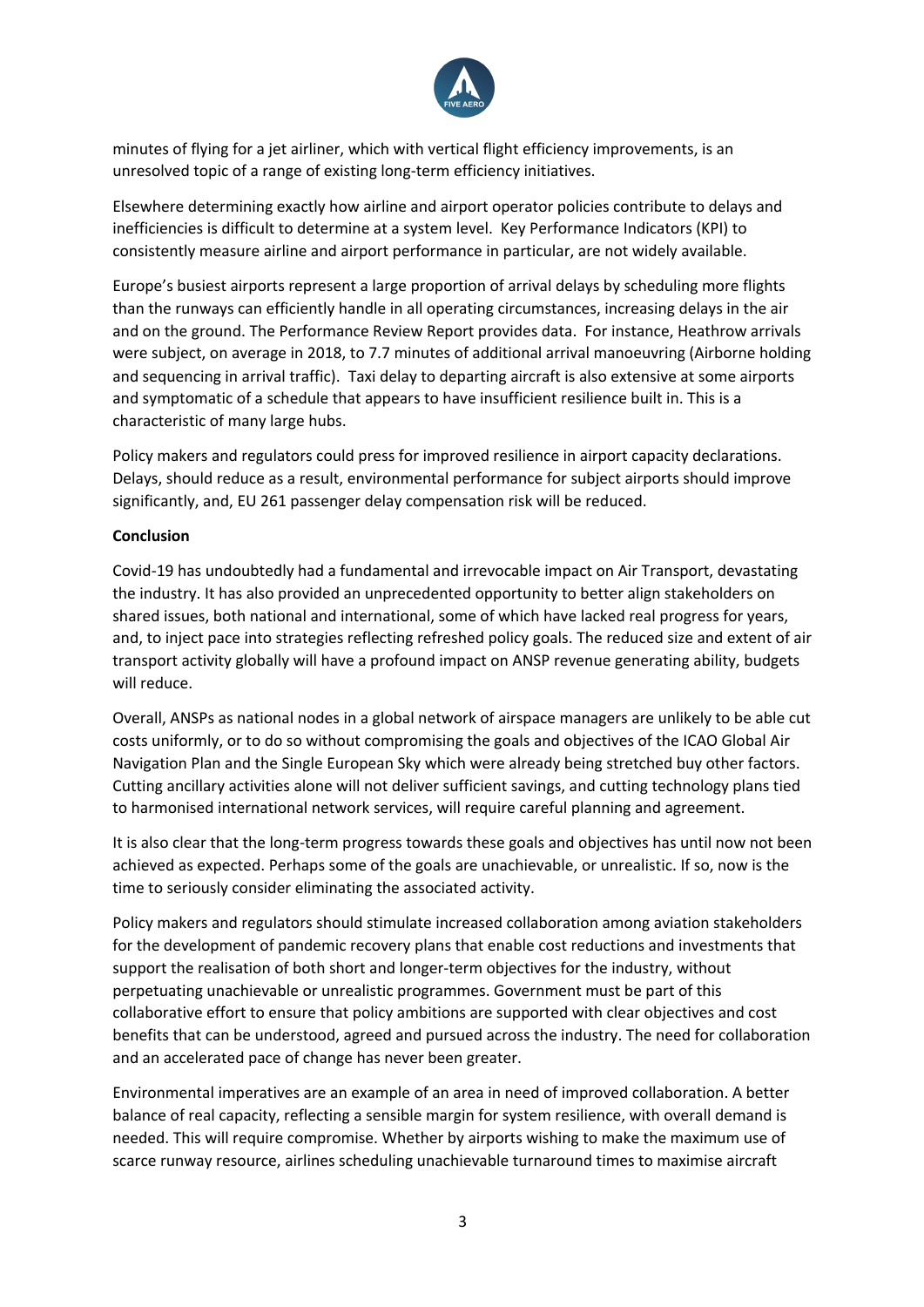minutes of flying for a jet airliner, which with vertical flight efficiency improvements, is an unresolved topic of a range of existing long-term efficiency initiatives.

Elsewhere determining exactly how airline and airport operator policies contribute to delays and inefficiencies is difficult to determine at a system level. Key Performance Indicators (KPI) to consistently measure airline and airport performance in particular, are not widely available.

Europe's busiest airports represent a large proportion of arrival delays by scheduling more flights than the runways can efficiently handle in all operating circumstances, increasing delays in the air and on the ground. The Performance Review Report provides data. For instance, Heathrow arrivals were subject, on average in 2018, to 7.7 minutes of additional arrival manoeuvring (Airborne holding and sequencing in arrival traffic). Taxi delay to departing aircraft is also extensive at some airports and symptomatic of a schedule that appears to have insufficient resilience built in. This is a characteristic of many large hubs.

Policy makers and regulators could press for improved resilience in airport capacity declarations. Delays, should reduce as a result, environmental performance for subject airports should improve significantly, and, EU 261 passenger delay compensation risk will be reduced.

**Conclusion**

Covid-19 has undoubtedly had a fundamental and irrevocable impact on Air Transport, devastating the industry. It has also provided an unprecedented opportunity to better align stakeholders on shared issues, both national and international, some of which have lacked real progress for years, and, to inject pace into strategies reflecting refreshed policy goals. The reduced size and extent of air transport activity globally will have a profound impact on ANSP revenue generating ability, budgets will reduce.

Overall, ANSPs as national nodes in a global network of airspace managers are unlikely to be able cut costs uniformly, or to do so without compromising the goals and objectives of the ICAO Global Air Navigation Plan and the Single European Sky which were already being stretched buy other factors. Cutting ancillary activities alone will not deliver sufficient savings, and cutting technology plans tied to harmonised international network services, will require careful planning and agreement.

It is also clear that the long-term progress towards these goals and objectives has until now not been achieved as expected. Perhaps some of the goals are unachievable, or unrealistic. If so, now is the time to seriously consider eliminating the associated activity.

Policy makers and regulators should stimulate increased collaboration among aviation stakeholders for the development of pandemic recovery plans that enable cost reductions and investments that support the realisation of both short and longer-term objectives for the industry, without perpetuating unachievable or unrealistic programmes. Government must be part of this collaborative effort to ensure that policy ambitions are supported with clear objectives and cost benefits that can be understood, agreed and pursued across the industry. The need for collaboration and an accelerated pace of change has never been greater.

Environmental imperatives are an example of an area in need of improved collaboration. A better balance of real capacity, reflecting a sensible margin for system resilience, with overall demand is needed. This will require compromise. Whether by airports wishing to make the maximum use of scarce runway resource, airlines scheduling unachievable turnaround times to maximise aircraft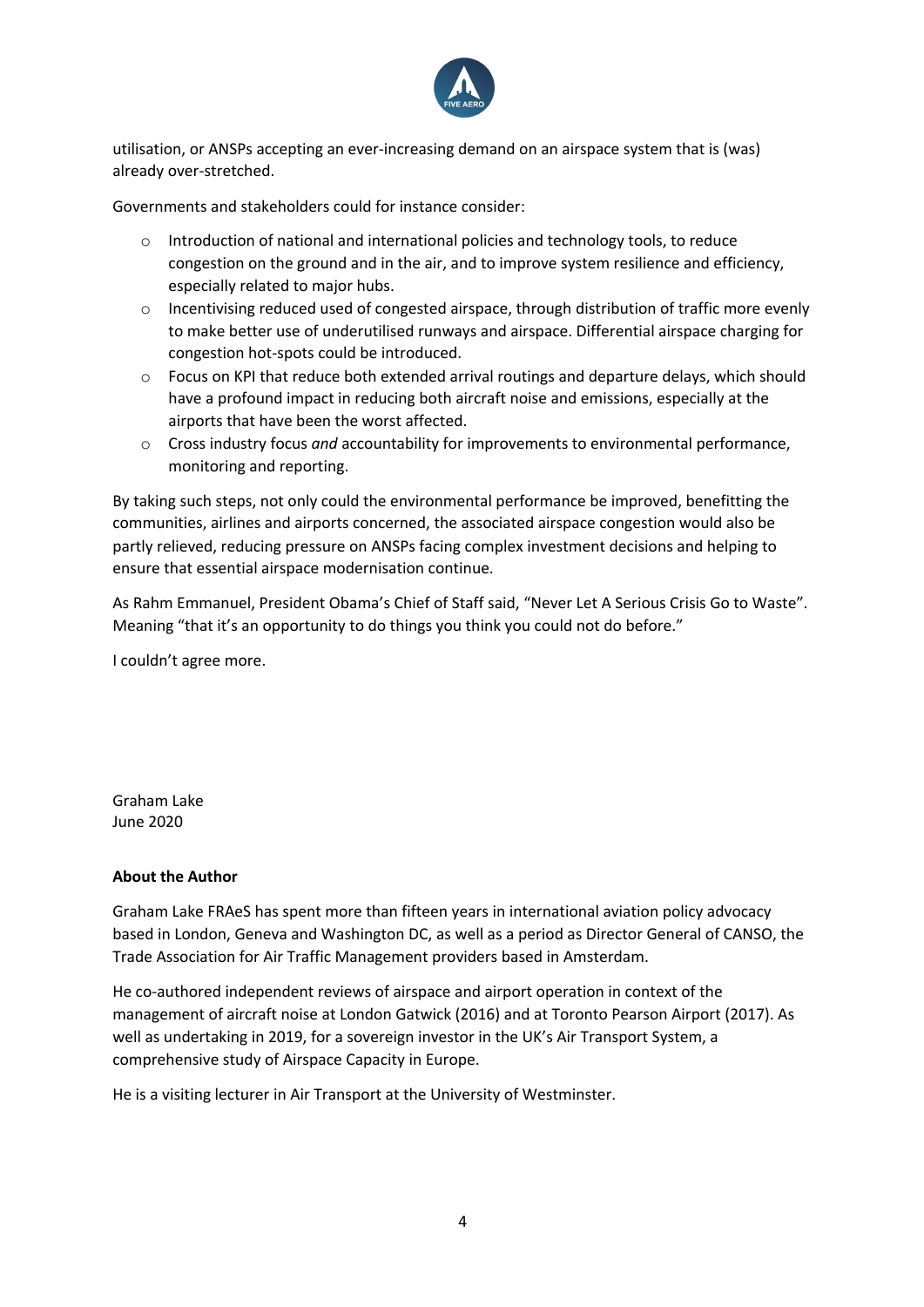utilisation, or ANSPs accepting an ever-increasing demand on an airspace system that is (was) already over-stretched.

Governments and stakeholders could for instance consider:

- Introduction of national and international policies and technology tools, to reduce congestion on the ground and in the air, and to improve system resilience and efficiency, especially related to major hubs.
- Incentivising reduced used of congested airspace, through distribution of traffic more evenly to make better use of underutilised runways and airspace. Differential airspace charging for congestion hot-spots could be introduced.
- Focus on KPI that reduce both extended arrival routings and departure delays, which should have a profound impact in reducing both aircraft noise and emissions, especially at the airports that have been the worst affected.
- Cross industry focus *and* accountability for improvements to environmental performance, monitoring and reporting.

By taking such steps, not only could the environmental performance be improved, benefitting the communities, airlines and airports concerned, the associated airspace congestion would also be partly relieved, reducing pressure on ANSPs facing complex investment decisions and helping to ensure that essential airspace modernisation continue.

As Rahm Emmanuel, President Obama's Chief of Staff said, "Never Let A Serious Crisis Go to Waste". Meaning "that it's an opportunity to do things you think you could not do before."

I couldn't agree more.

Graham Lake
June 2020

**About the Author**

Graham Lake FRAeS has spent more than fifteen years in international aviation policy advocacy based in London, Geneva and Washington DC, as well as a period as Director General of CANSO, the Trade Association for Air Traffic Management providers based in Amsterdam.

He co-authored independent reviews of airspace and airport operation in context of the management of aircraft noise at London Gatwick (2016) and at Toronto Pearson Airport (2017). As well as undertaking in 2019, for a sovereign investor in the UK's Air Transport System, a comprehensive study of Airspace Capacity in Europe.

He is a visiting lecturer in Air Transport at the University of Westminster.